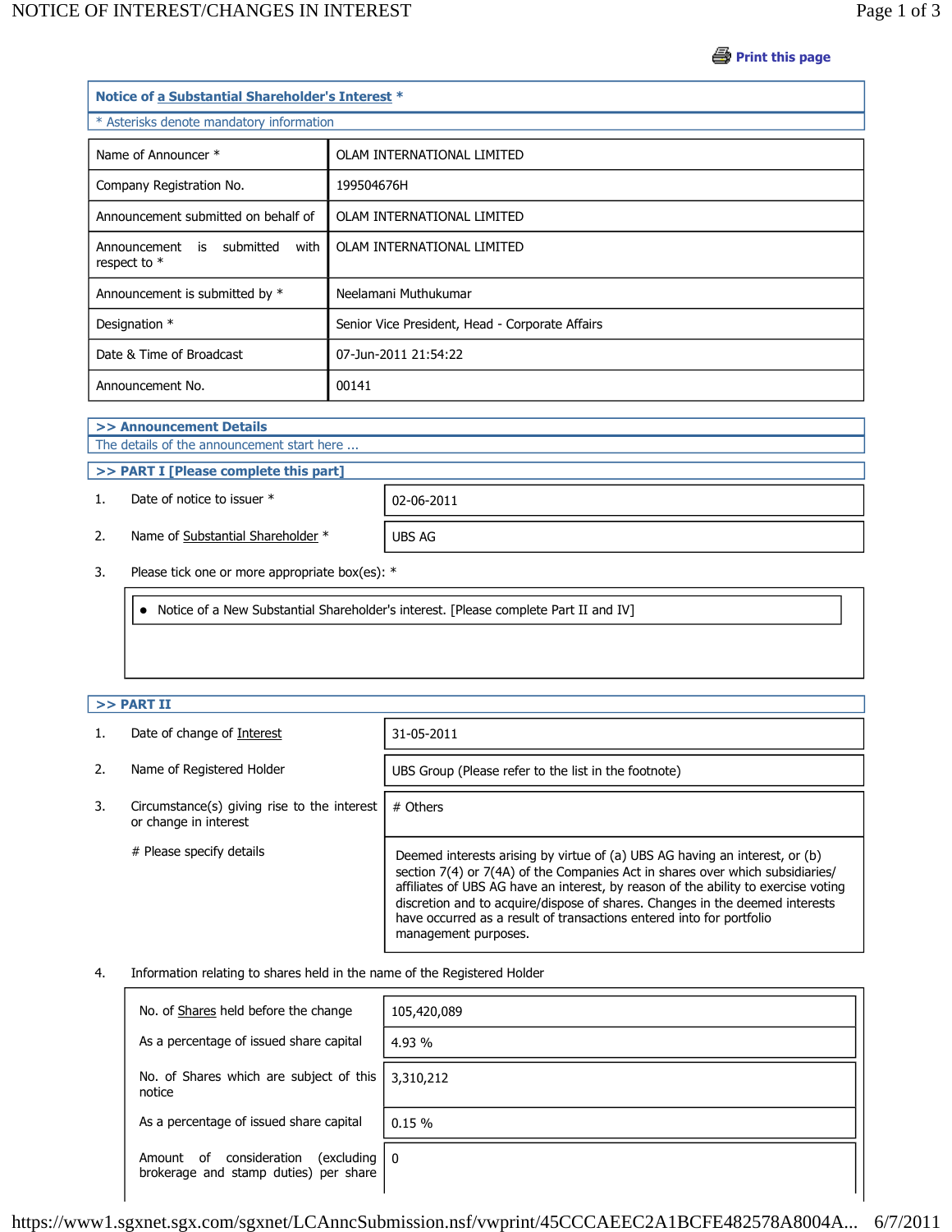Print this page

## Notice of a Substantial Shareholder's Interest *

* Asterisks denote mandatory information

| | |
|---|---|
| Name of Announcer * | OLAM INTERNATIONAL LIMITED |
| Company Registration No. | 199504676H |
| Announcement submitted on behalf of | OLAM INTERNATIONAL LIMITED |
| Announcement is submitted with respect to * | OLAM INTERNATIONAL LIMITED |
| Announcement is submitted by * | Neelamani Muthukumar |
| Designation * | Senior Vice President, Head - Corporate Affairs |
| Date & Time of Broadcast | 07-Jun-2011 21:54:22 |
| Announcement No. | 00141 |

### >> Announcement Details

The details of the announcement start here ...

### >> PART I [Please complete this part]

1. Date of notice to issuer * — 02-06-2011

2. Name of Substantial Shareholder * — UBS AG

3. Please tick one or more appropriate box(es): *

   - Notice of a New Substantial Shareholder's interest. [Please complete Part II and IV]

### >> PART II

1. Date of change of Interest — 31-05-2011

2. Name of Registered Holder — UBS Group (Please refer to the list in the footnote)

3. Circumstance(s) giving rise to the interest or change in interest — # Others

   # Please specify details — Deemed interests arising by virtue of (a) UBS AG having an interest, or (b) section 7(4) or 7(4A) of the Companies Act in shares over which subsidiaries/ affiliates of UBS AG have an interest, by reason of the ability to exercise voting discretion and to acquire/dispose of shares. Changes in the deemed interests have occurred as a result of transactions entered into for portfolio management purposes.

4. Information relating to shares held in the name of the Registered Holder

| | |
|---|---|
| No. of Shares held before the change | 105,420,089 |
| As a percentage of issued share capital | 4.93 % |
| No. of Shares which are subject of this notice | 3,310,212 |
| As a percentage of issued share capital | 0.15 % |
| Amount of consideration (excluding brokerage and stamp duties) per share | 0 |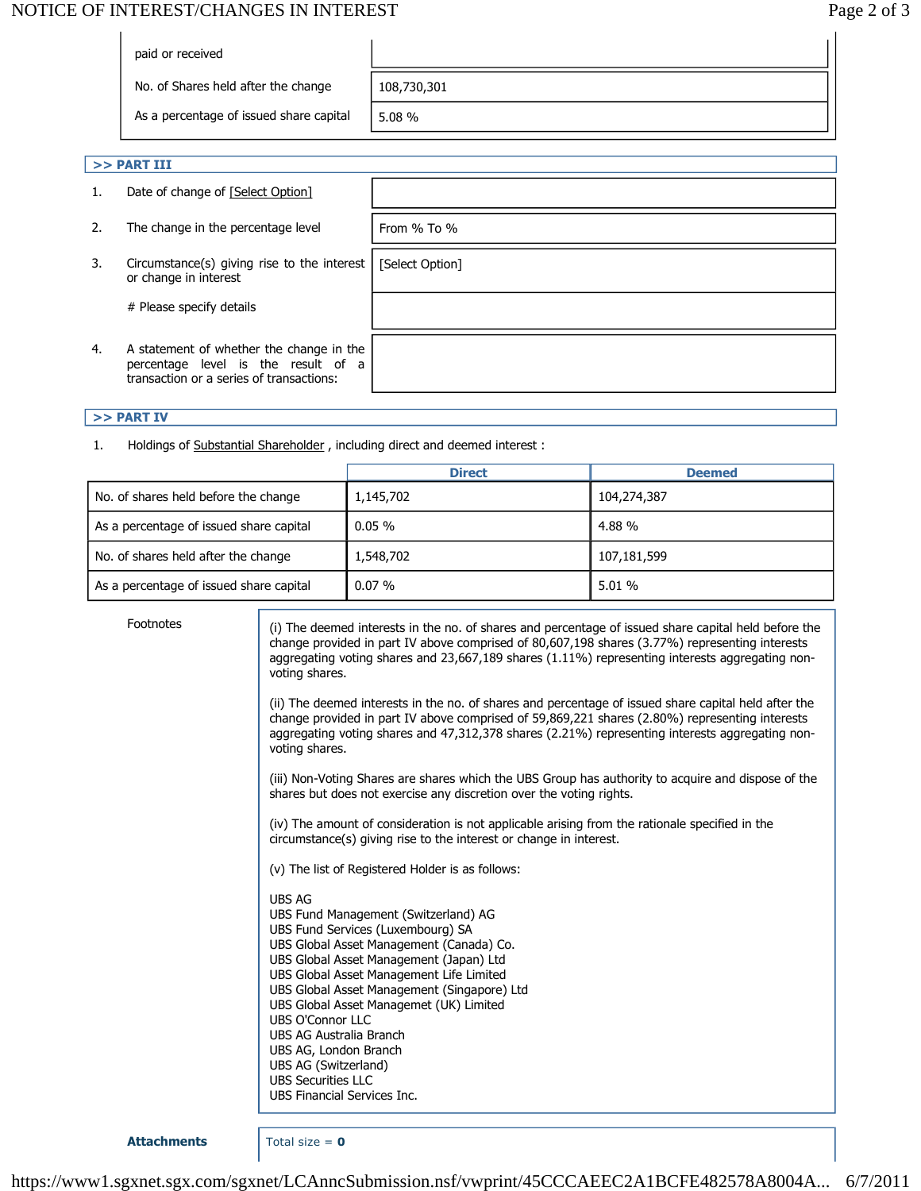| | |
|---|---|
| paid or received | |
| No. of Shares held after the change | 108,730,301 |
| As a percentage of issued share capital | 5.08 % |

## >> PART III

| | | |
|---|---|---|
| 1. | Date of change of [Select Option] | |
| 2. | The change in the percentage level | From % To % |
| 3. | Circumstance(s) giving rise to the interest or change in interest | [Select Option] |
| | # Please specify details | |
| 4. | A statement of whether the change in the percentage level is the result of a transaction or a series of transactions: | |

## >> PART IV

1. Holdings of Substantial Shareholder , including direct and deemed interest :

| | Direct | Deemed |
|---|---|---|
| No. of shares held before the change | 1,145,702 | 104,274,387 |
| As a percentage of issued share capital | 0.05 % | 4.88 % |
| No. of shares held after the change | 1,548,702 | 107,181,599 |
| As a percentage of issued share capital | 0.07 % | 5.01 % |

**Footnotes**

(i) The deemed interests in the no. of shares and percentage of issued share capital held before the change provided in part IV above comprised of 80,607,198 shares (3.77%) representing interests aggregating voting shares and 23,667,189 shares (1.11%) representing interests aggregating non-voting shares.

(ii) The deemed interests in the no. of shares and percentage of issued share capital held after the change provided in part IV above comprised of 59,869,221 shares (2.80%) representing interests aggregating voting shares and 47,312,378 shares (2.21%) representing interests aggregating non-voting shares.

(iii) Non-Voting Shares are shares which the UBS Group has authority to acquire and dispose of the shares but does not exercise any discretion over the voting rights.

(iv) The amount of consideration is not applicable arising from the rationale specified in the circumstance(s) giving rise to the interest or change in interest.

(v) The list of Registered Holder is as follows:

UBS AG
UBS Fund Management (Switzerland) AG
UBS Fund Services (Luxembourg) SA
UBS Global Asset Management (Canada) Co.
UBS Global Asset Management (Japan) Ltd
UBS Global Asset Management Life Limited
UBS Global Asset Management (Singapore) Ltd
UBS Global Asset Managemet (UK) Limited
UBS O'Connor LLC
UBS AG Australia Branch
UBS AG, London Branch
UBS AG (Switzerland)
UBS Securities LLC
UBS Financial Services Inc.

**Attachments**

Total size = **0**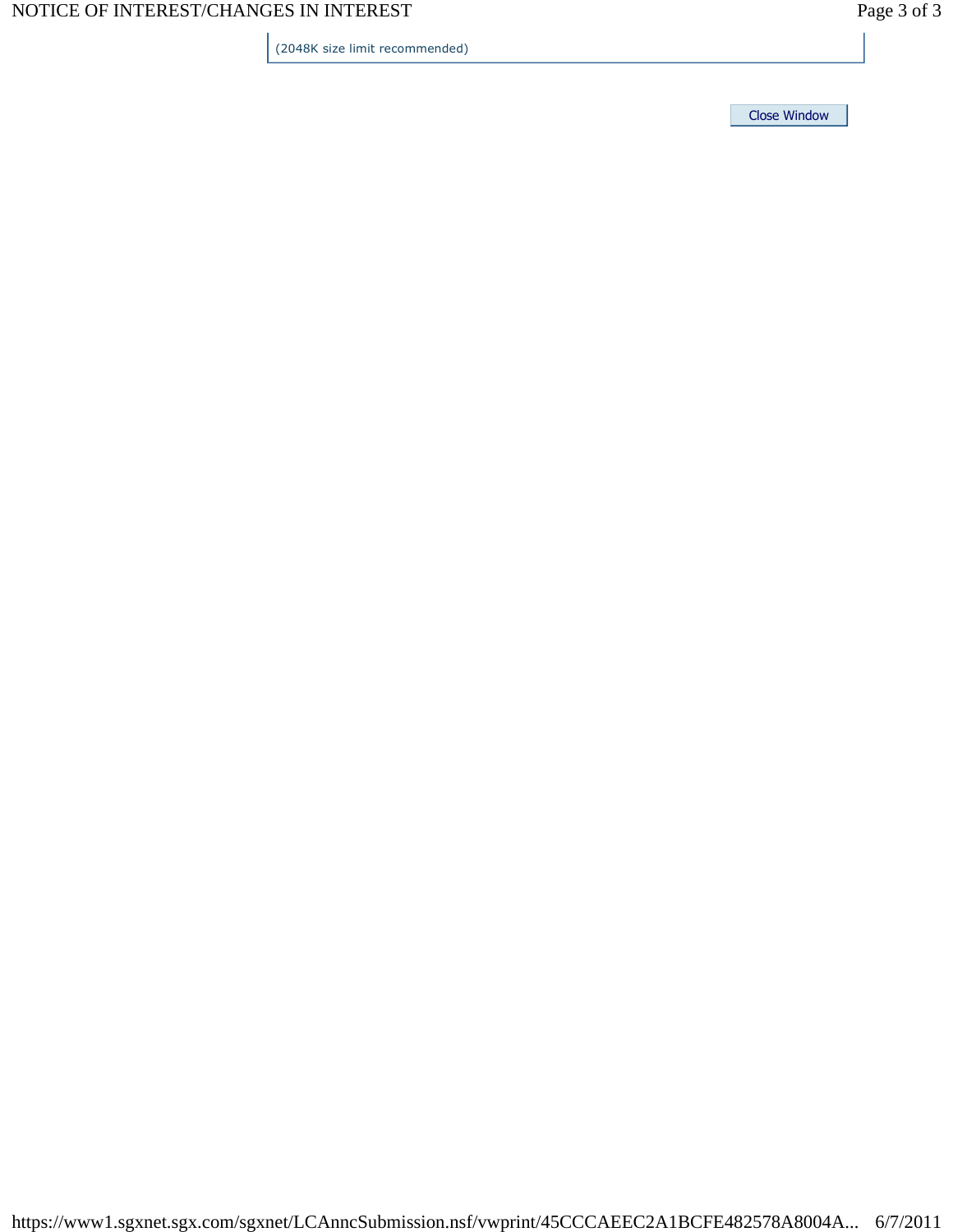(2048K size limit recommended)

Close Window